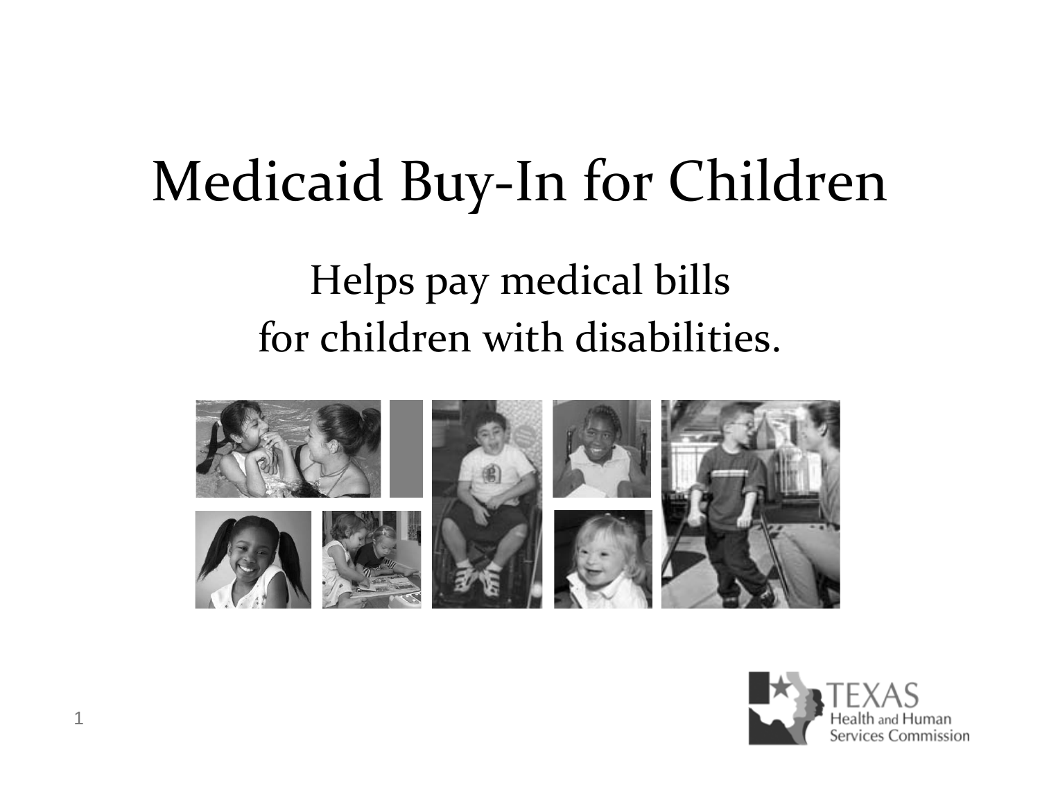# Medicaid Buy-In for Children

Helps pay medical bills
for children with disabilities.

TEXAS
Health and Human
Services Commission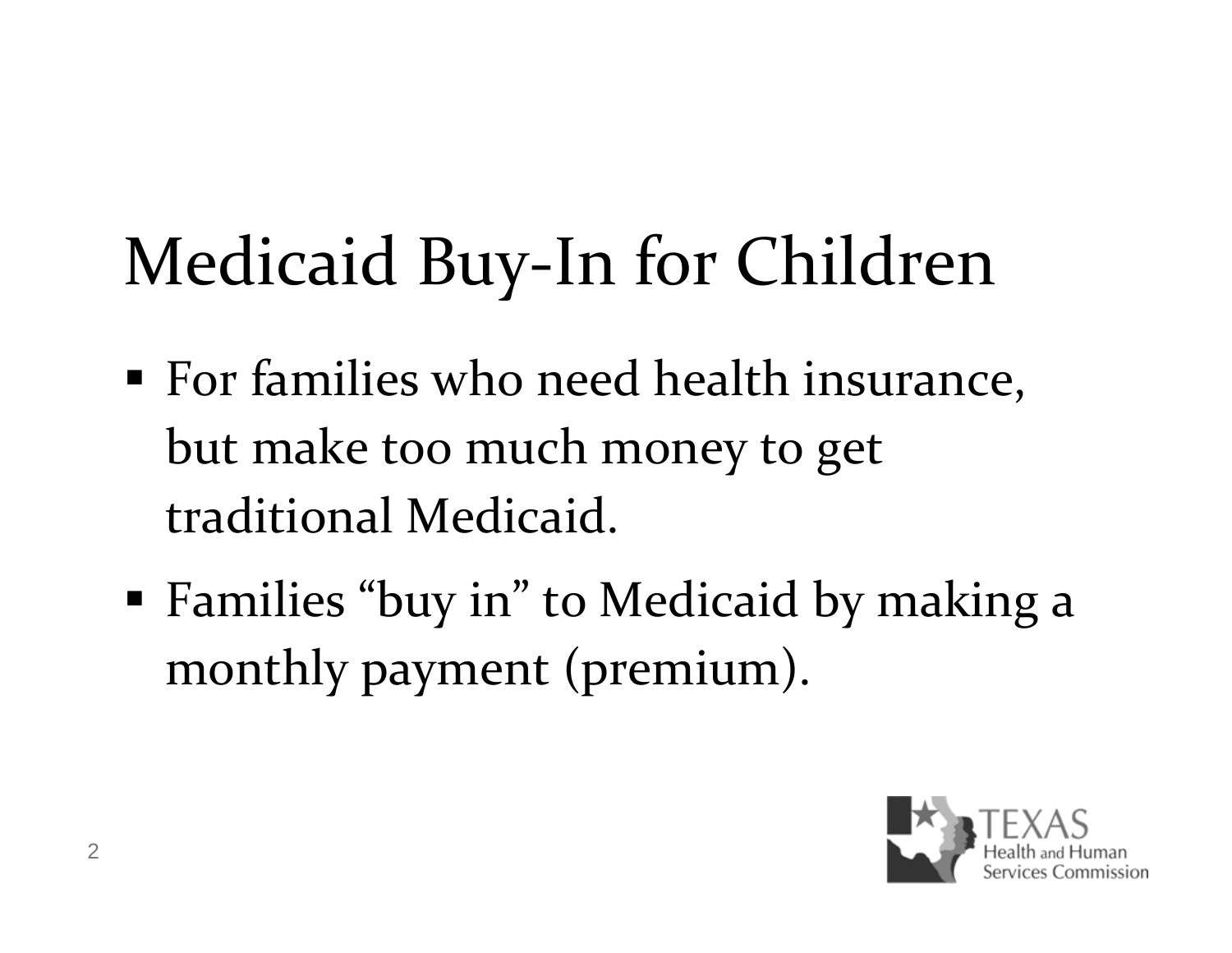# Medicaid Buy-In for Children

- For families who need health insurance, but make too much money to get traditional Medicaid.
- Families “buy in” to Medicaid by making a monthly payment (premium).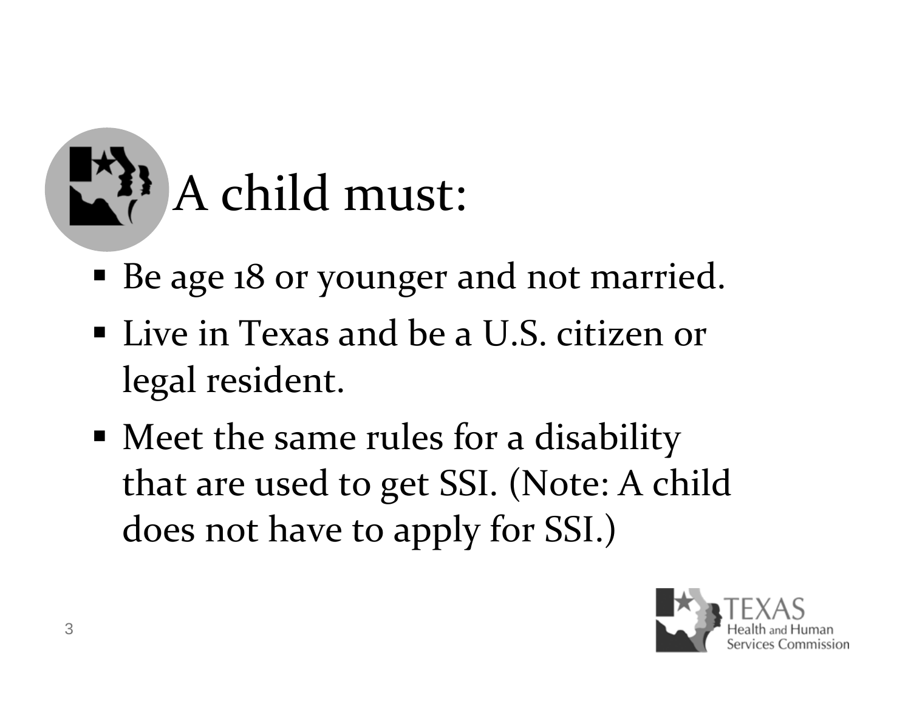# A child must:

- Be age 18 or younger and not married.
- Live in Texas and be a U.S. citizen or legal resident.
- Meet the same rules for a disability that are used to get SSI. (Note: A child does not have to apply for SSI.)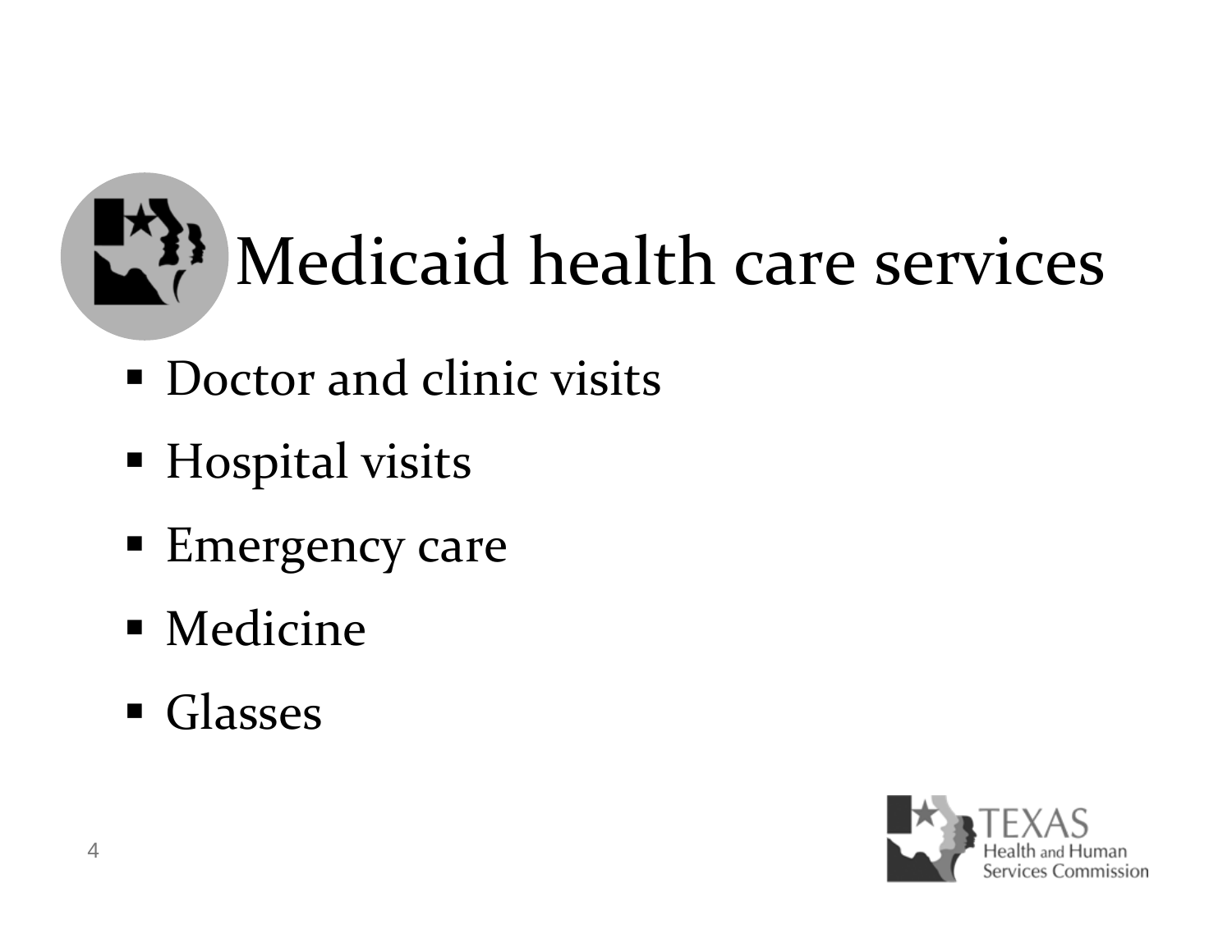# Medicaid health care services

- Doctor and clinic visits
- Hospital visits
- Emergency care
- Medicine
- Glasses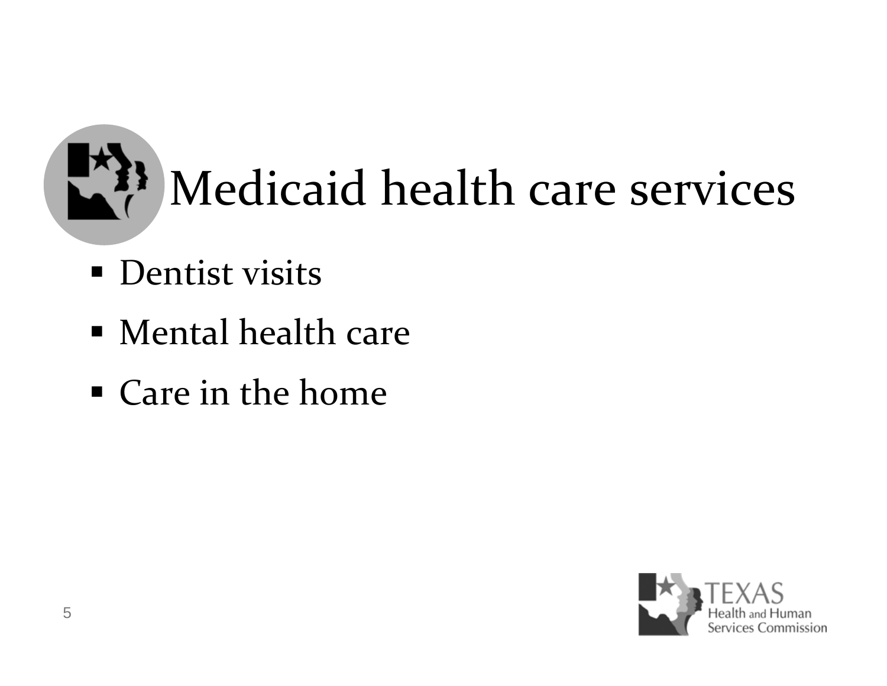# Medicaid health care services

- Dentist visits
- Mental health care
- Care in the home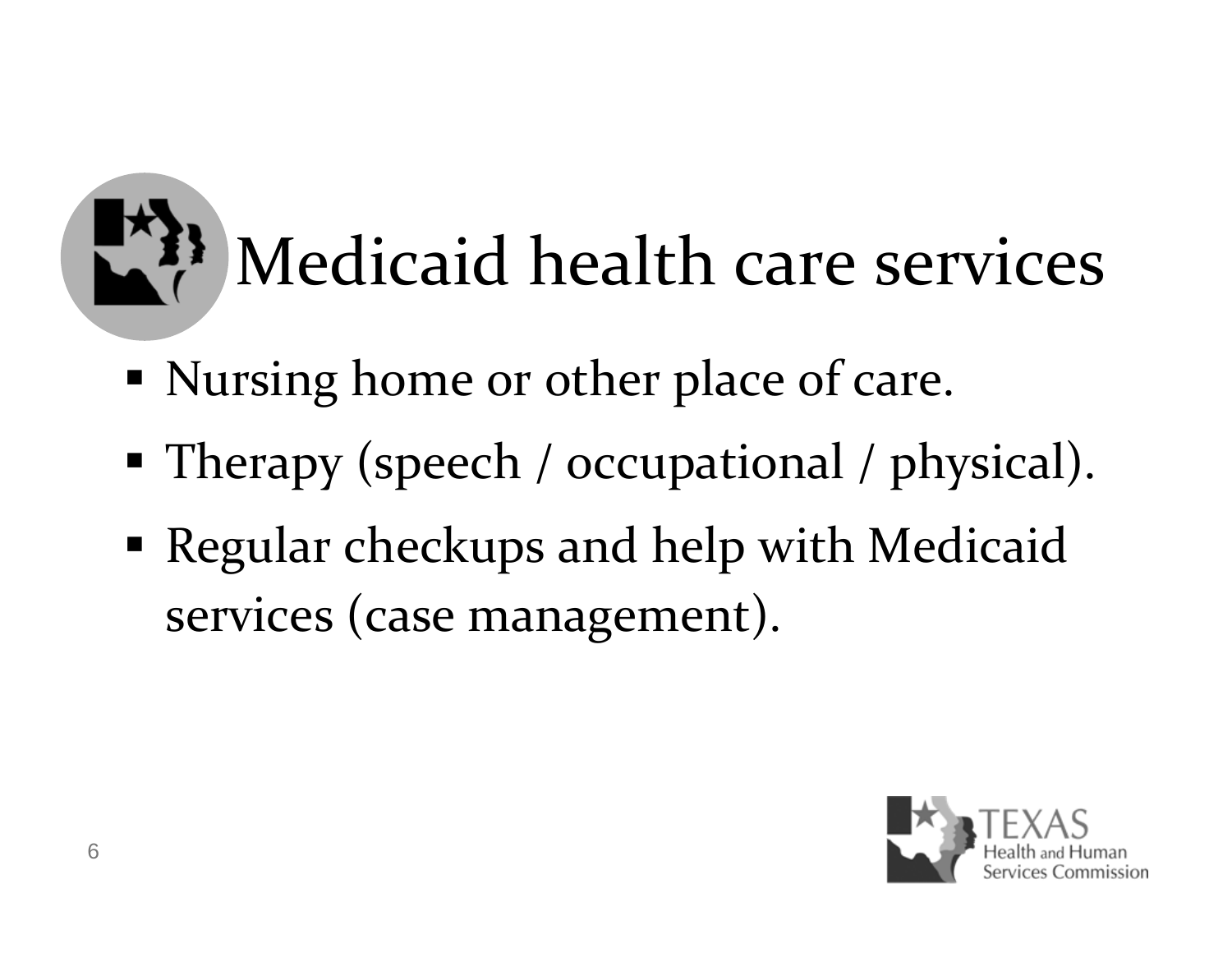# Medicaid health care services

- Nursing home or other place of care.
- Therapy (speech / occupational / physical).
- Regular checkups and help with Medicaid services (case management).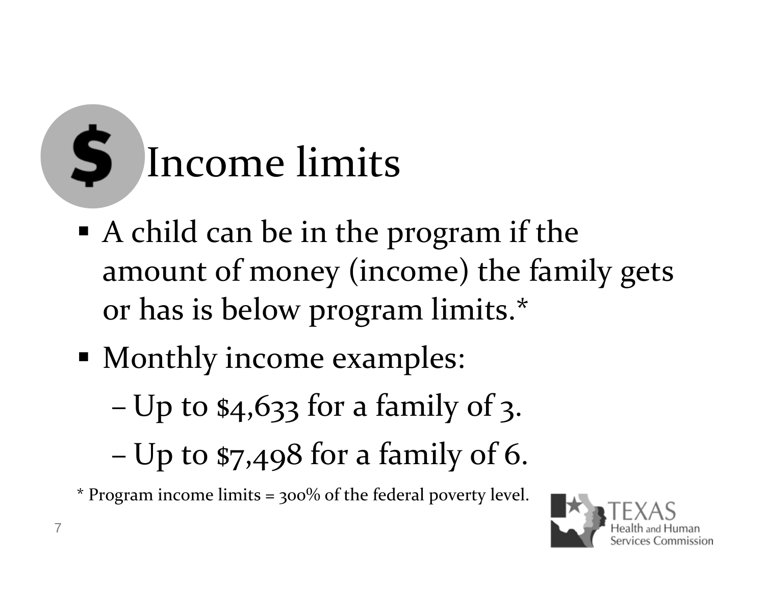# Income limits

- A child can be in the program if the amount of money (income) the family gets or has is below program limits.*
- Monthly income examples:
  - Up to $4,633 for a family of 3.
  - Up to $7,498 for a family of 6.

* Program income limits = 300% of the federal poverty level.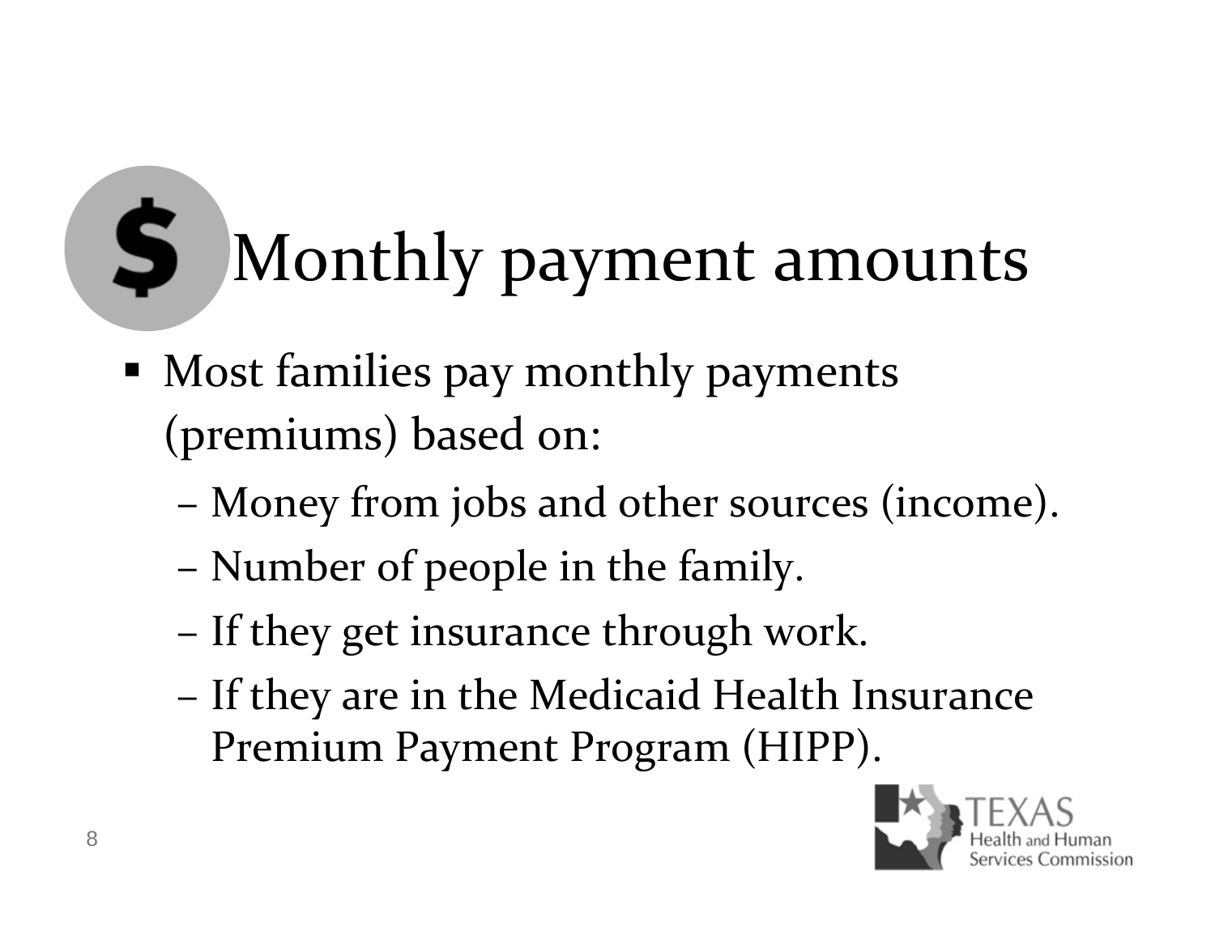# Monthly payment amounts

- Most families pay monthly payments (premiums) based on:
  - Money from jobs and other sources (income).
  - Number of people in the family.
  - If they get insurance through work.
  - If they are in the Medicaid Health Insurance Premium Payment Program (HIPP).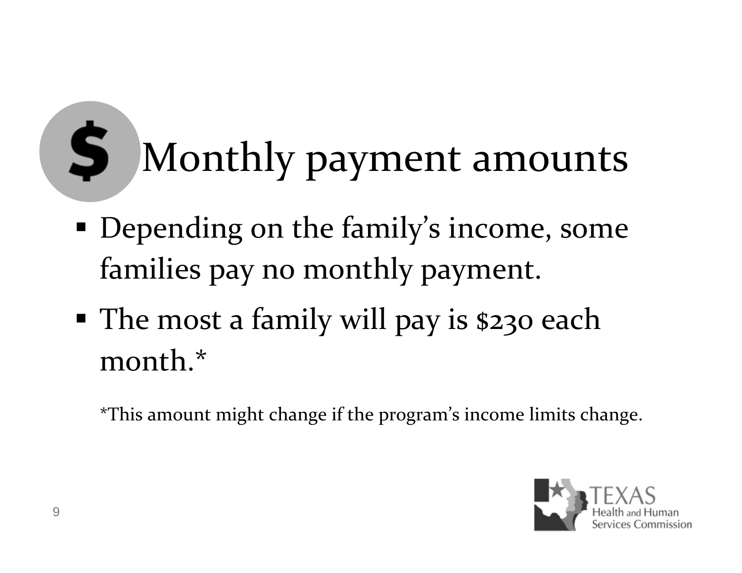# Monthly payment amounts

- Depending on the family's income, some families pay no monthly payment.
- The most a family will pay is $230 each month.*

*This amount might change if the program's income limits change.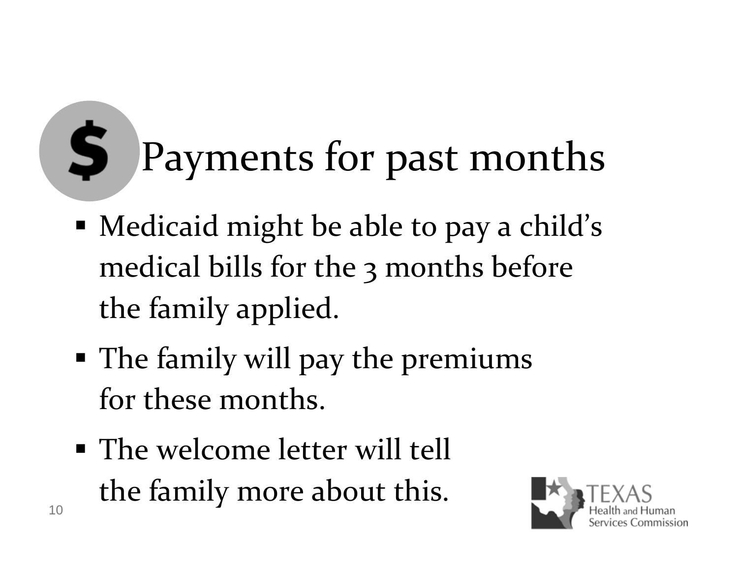# $ Payments for past months

- Medicaid might be able to pay a child's medical bills for the 3 months before the family applied.
- The family will pay the premiums for these months.
- The welcome letter will tell the family more about this.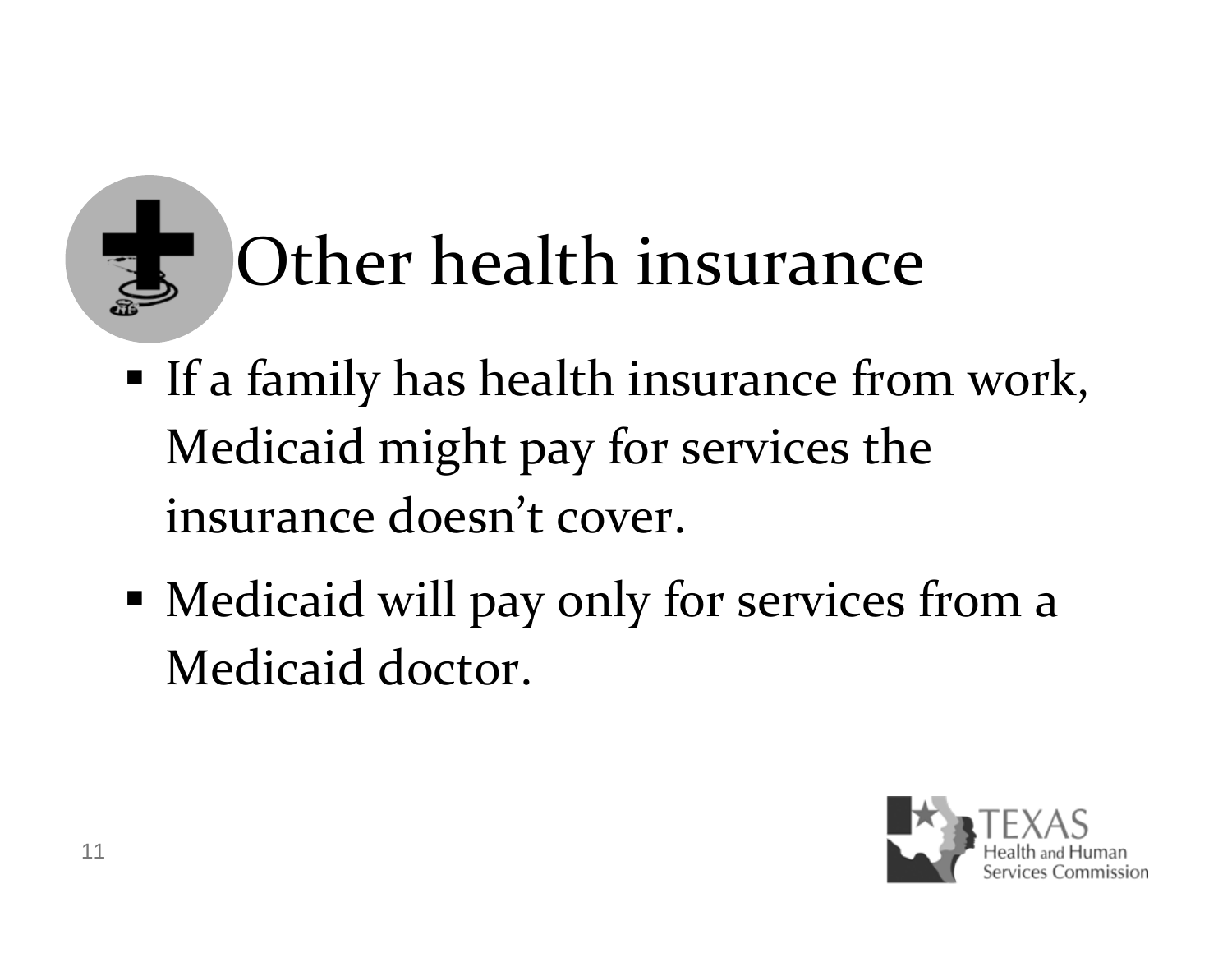# Other health insurance

- If a family has health insurance from work, Medicaid might pay for services the insurance doesn't cover.
- Medicaid will pay only for services from a Medicaid doctor.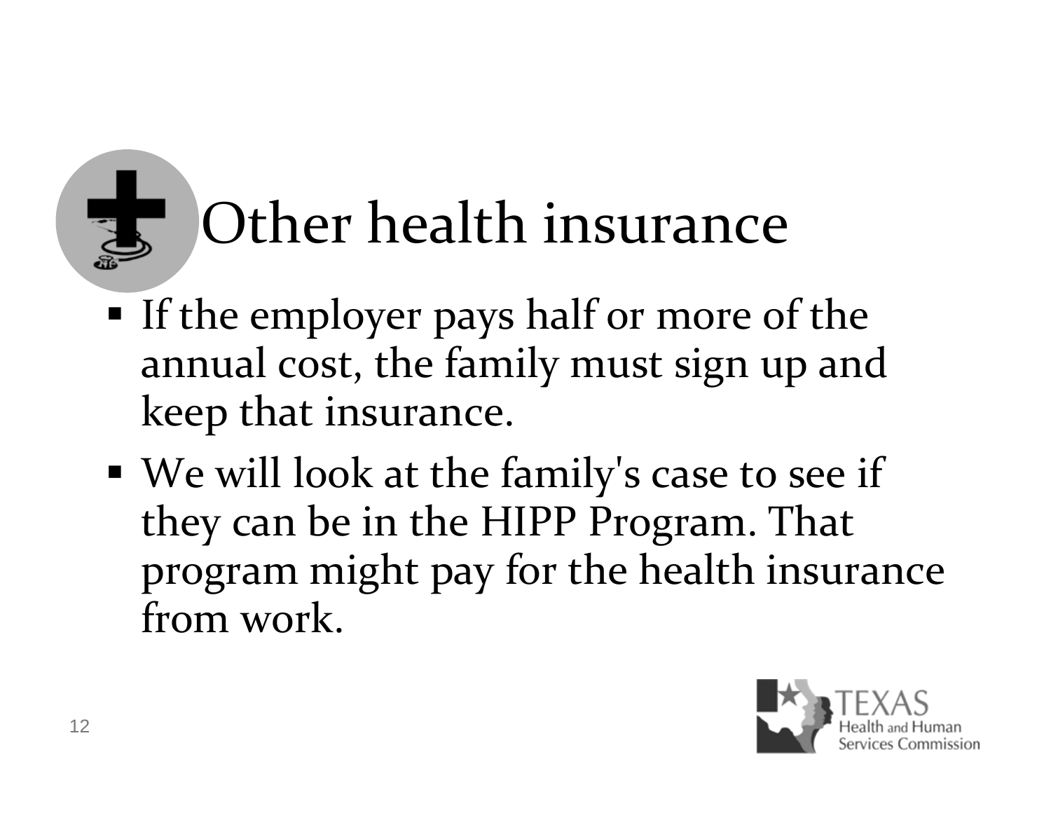# Other health insurance

- If the employer pays half or more of the annual cost, the family must sign up and keep that insurance.
- We will look at the family's case to see if they can be in the HIPP Program. That program might pay for the health insurance from work.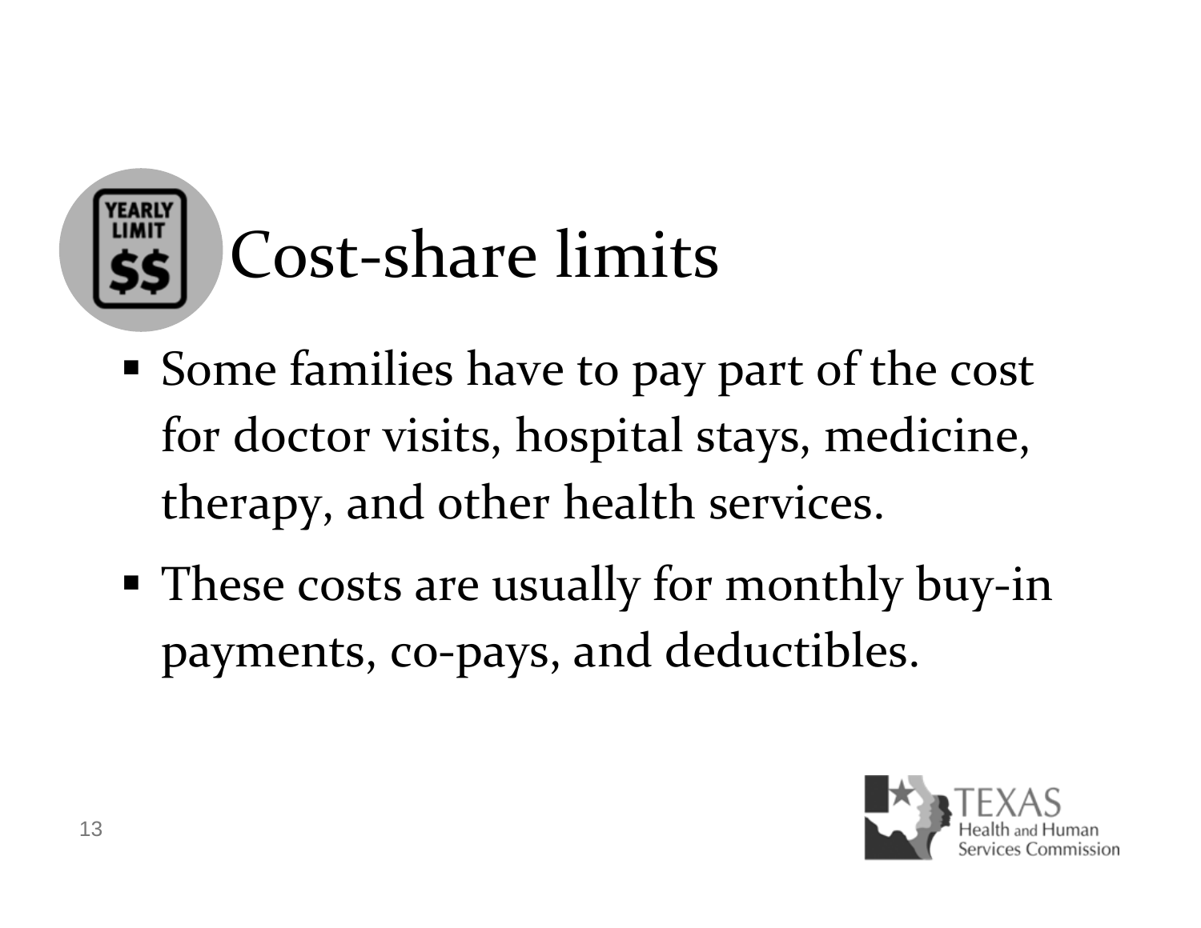# Cost-share limits

- Some families have to pay part of the cost for doctor visits, hospital stays, medicine, therapy, and other health services.
- These costs are usually for monthly buy-in payments, co-pays, and deductibles.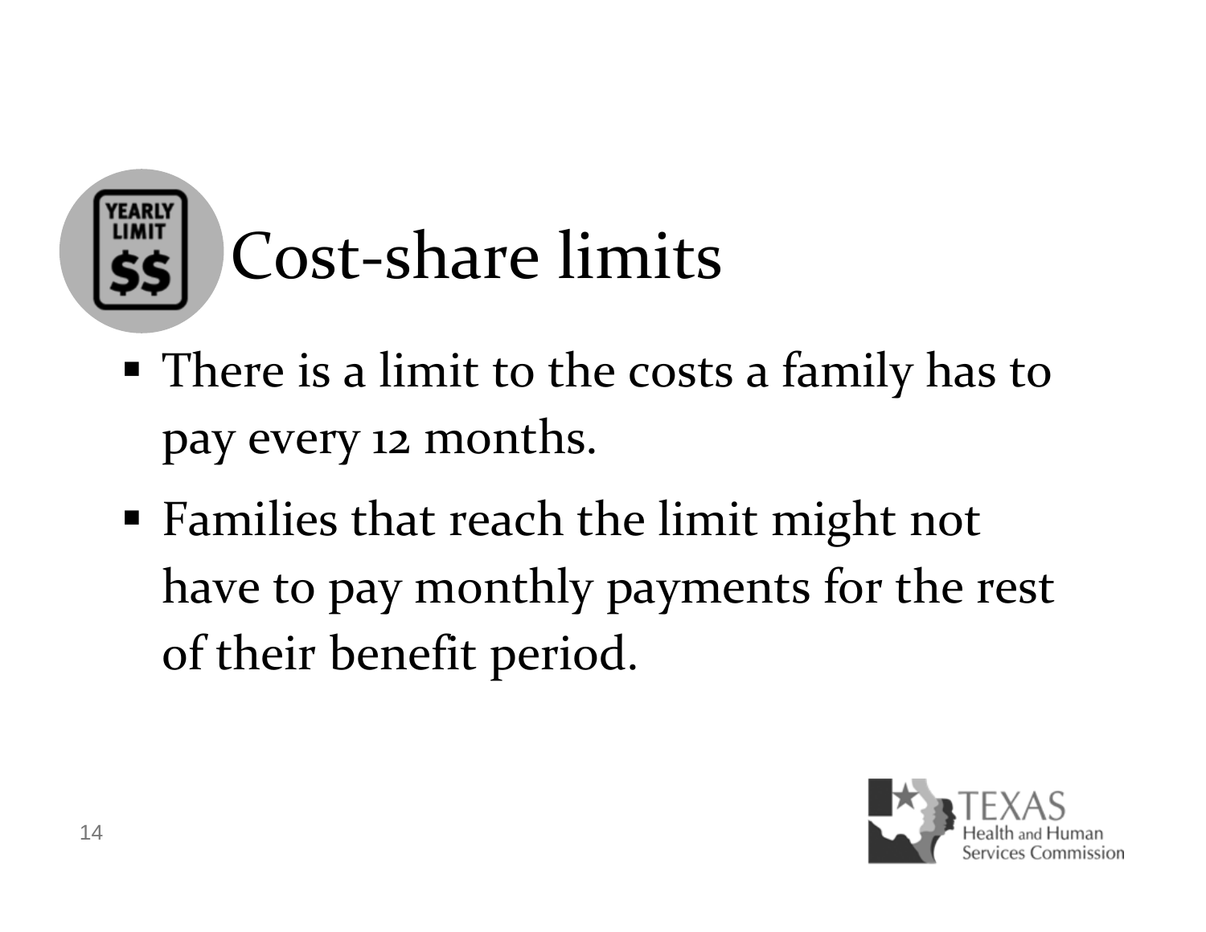# Cost-share limits

- There is a limit to the costs a family has to pay every 12 months.
- Families that reach the limit might not have to pay monthly payments for the rest of their benefit period.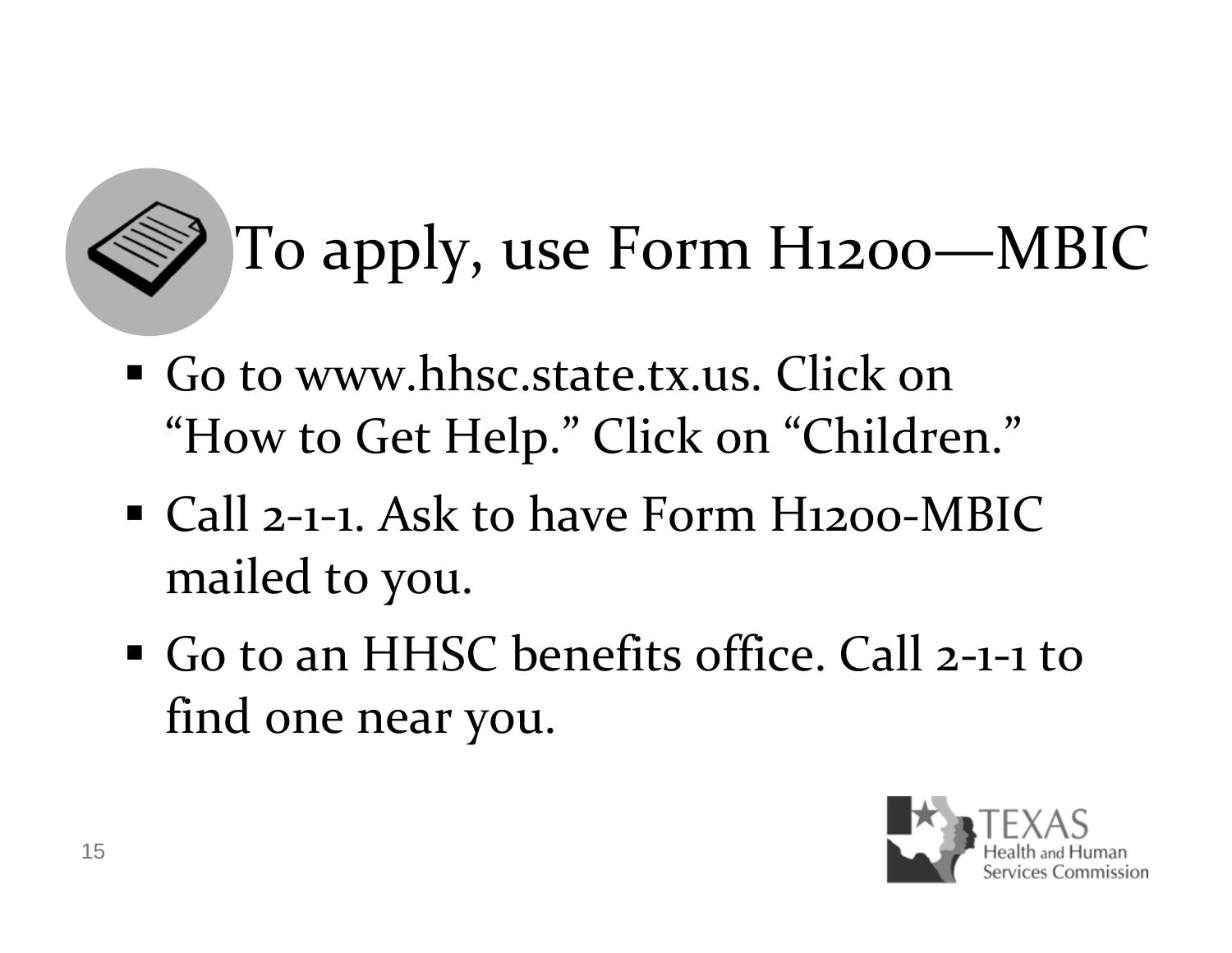# To apply, use Form H1200—MBIC

- Go to www.hhsc.state.tx.us. Click on "How to Get Help." Click on "Children."
- Call 2-1-1. Ask to have Form H1200-MBIC mailed to you.
- Go to an HHSC benefits office. Call 2-1-1 to find one near you.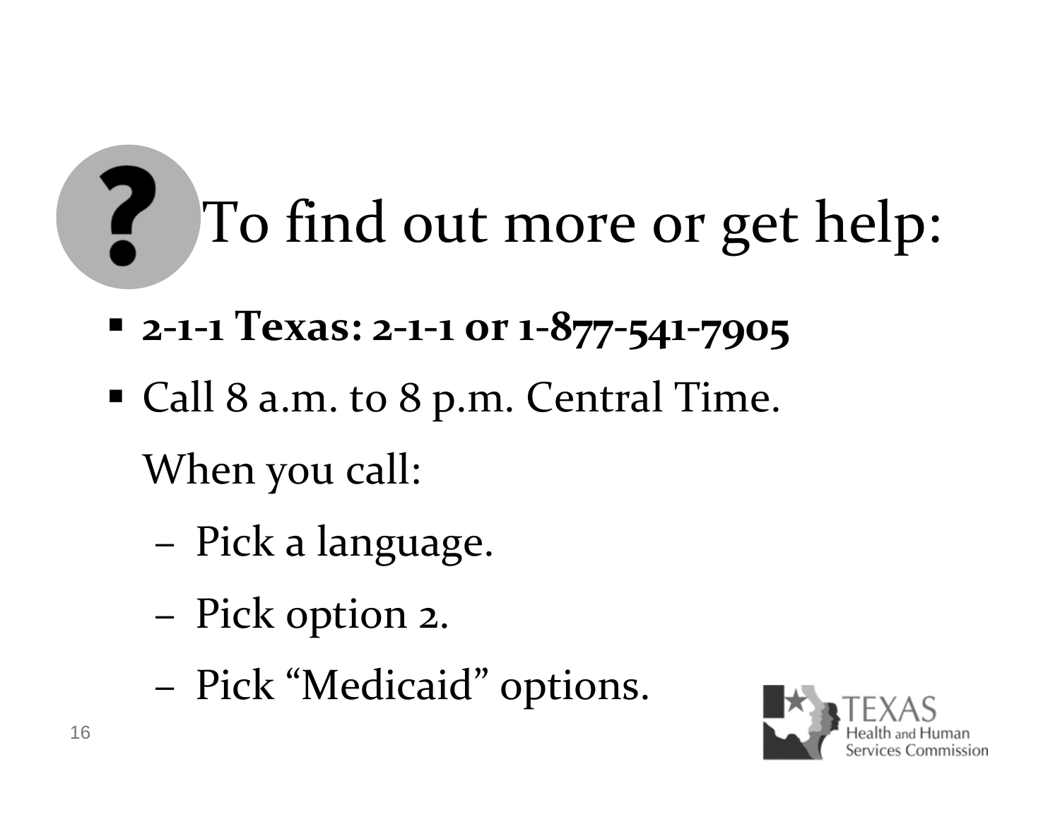# To find out more or get help:

- **2-1-1 Texas: 2-1-1 or 1-877-541-7905**
- Call 8 a.m. to 8 p.m. Central Time.

  When you call:

  - Pick a language.
  - Pick option 2.
  - Pick "Medicaid" options.

TEXAS Health and Human Services Commission